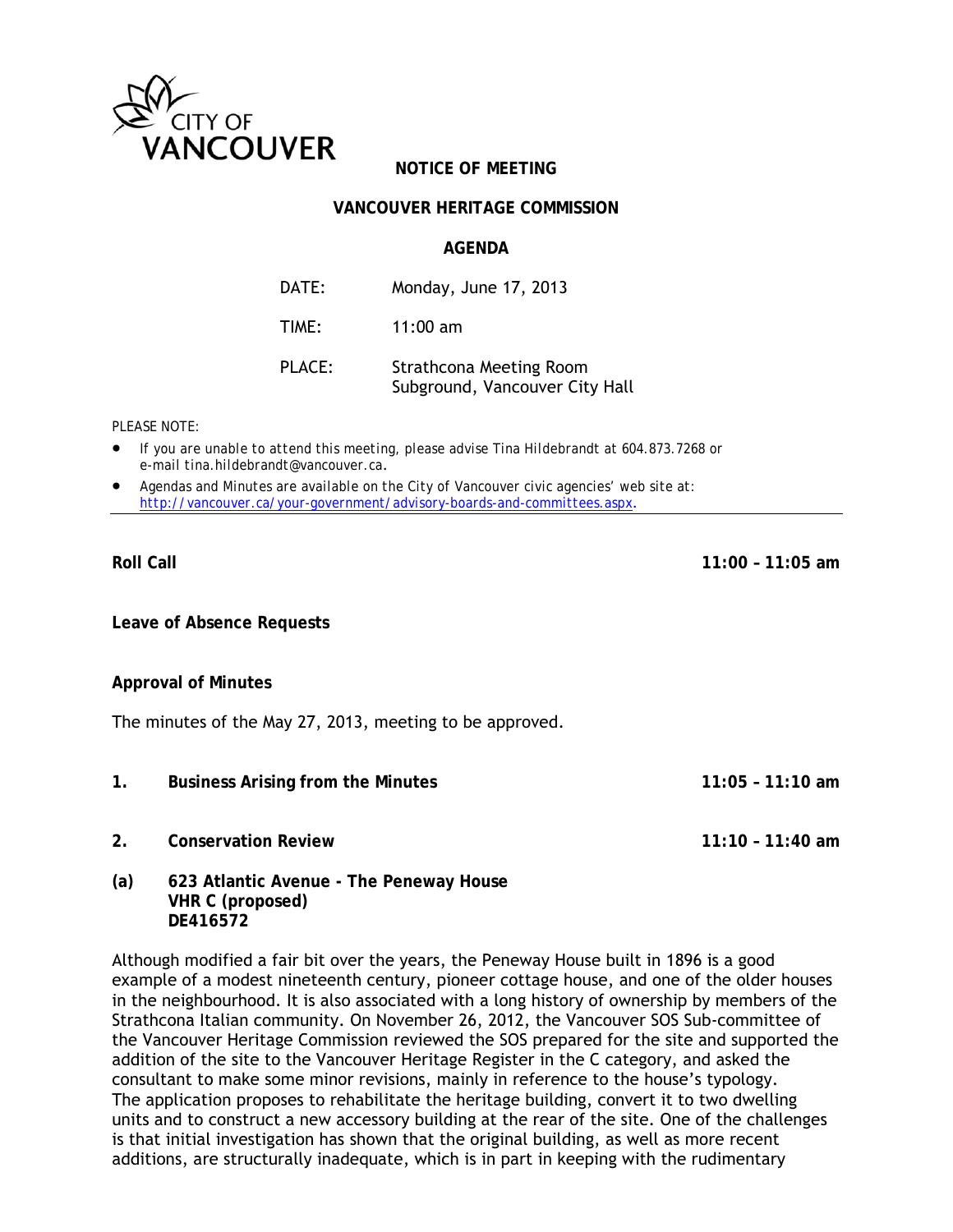CITY OF VANCOUVER

# NOTICE OF MEETING

## VANCOUVER HERITAGE COMMISSION

## AGENDA

| | |
|---|---|
| DATE: | Monday, June 17, 2013 |
| TIME: | 11:00 am |
| PLACE: | Strathcona Meeting Room<br>Subground, Vancouver City Hall |

PLEASE NOTE:

- If you are unable to attend this meeting, please advise Tina Hildebrandt at 604.873.7268 or e-mail tina.hildebrandt@vancouver.ca.
- Agendas and Minutes are available on the City of Vancouver civic agencies' web site at: http://vancouver.ca/your-government/advisory-boards-and-committees.aspx.

---

**Roll Call** **11:00 – 11:05 am**

**Leave of Absence Requests**

**Approval of Minutes**

The minutes of the May 27, 2013, meeting to be approved.

**1. Business Arising from the Minutes** **11:05 – 11:10 am**

**2. Conservation Review** **11:10 – 11:40 am**

**(a) 623 Atlantic Avenue - The Peneway House**
**VHR C (proposed)**
**DE416572**

Although modified a fair bit over the years, the Peneway House built in 1896 is a good example of a modest nineteenth century, pioneer cottage house, and one of the older houses in the neighbourhood. It is also associated with a long history of ownership by members of the Strathcona Italian community. On November 26, 2012, the Vancouver SOS Sub-committee of the Vancouver Heritage Commission reviewed the SOS prepared for the site and supported the addition of the site to the Vancouver Heritage Register in the C category, and asked the consultant to make some minor revisions, mainly in reference to the house's typology. The application proposes to rehabilitate the heritage building, convert it to two dwelling units and to construct a new accessory building at the rear of the site. One of the challenges is that initial investigation has shown that the original building, as well as more recent additions, are structurally inadequate, which is in part in keeping with the rudimentary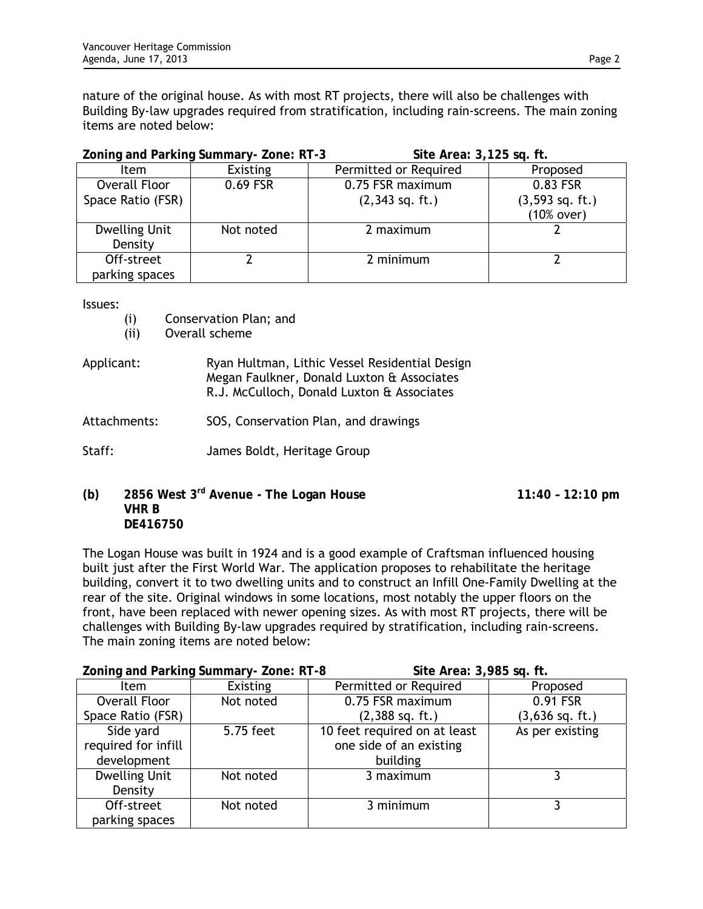nature of the original house. As with most RT projects, there will also be challenges with Building By-law upgrades required from stratification, including rain-screens. The main zoning items are noted below:

**Zoning and Parking Summary- Zone: RT-3** **Site Area: 3,125 sq. ft.**

| Item | Existing | Permitted or Required | Proposed |
|---|---|---|---|
| Overall Floor Space Ratio (FSR) | 0.69 FSR | 0.75 FSR maximum (2,343 sq. ft.) | 0.83 FSR (3,593 sq. ft.) (10% over) |
| Dwelling Unit Density | Not noted | 2 maximum | 2 |
| Off-street parking spaces | 2 | 2 minimum | 2 |

Issues:

- (i) Conservation Plan; and
- (ii) Overall scheme

Applicant: Ryan Hultman, Lithic Vessel Residential Design
Megan Faulkner, Donald Luxton & Associates
R.J. McCulloch, Donald Luxton & Associates

Attachments: SOS, Conservation Plan, and drawings

Staff: James Boldt, Heritage Group

### (b) 2856 West 3rd Avenue - The Logan House — 11:40 – 12:10 pm
**VHR B**
**DE416750**

The Logan House was built in 1924 and is a good example of Craftsman influenced housing built just after the First World War. The application proposes to rehabilitate the heritage building, convert it to two dwelling units and to construct an Infill One-Family Dwelling at the rear of the site. Original windows in some locations, most notably the upper floors on the front, have been replaced with newer opening sizes. As with most RT projects, there will be challenges with Building By-law upgrades required by stratification, including rain-screens. The main zoning items are noted below:

**Zoning and Parking Summary- Zone: RT-8** **Site Area: 3,985 sq. ft.**

| Item | Existing | Permitted or Required | Proposed |
|---|---|---|---|
| Overall Floor Space Ratio (FSR) | Not noted | 0.75 FSR maximum (2,388 sq. ft.) | 0.91 FSR (3,636 sq. ft.) |
| Side yard required for infill development | 5.75 feet | 10 feet required on at least one side of an existing building | As per existing |
| Dwelling Unit Density | Not noted | 3 maximum | 3 |
| Off-street parking spaces | Not noted | 3 minimum | 3 |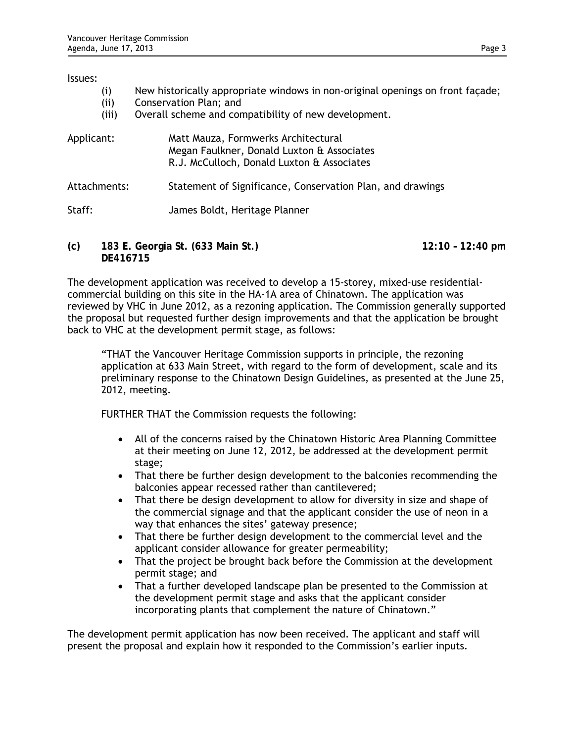Issues:

- (i) New historically appropriate windows in non-original openings on front façade;
- (ii) Conservation Plan; and
- (iii) Overall scheme and compatibility of new development.

Applicant: Matt Mauza, Formwerks Architectural
Megan Faulkner, Donald Luxton & Associates
R.J. McCulloch, Donald Luxton & Associates

Attachments: Statement of Significance, Conservation Plan, and drawings

Staff: James Boldt, Heritage Planner

**(c) 183 E. Georgia St. (633 Main St.) DE416715** **12:10 – 12:40 pm**

The development application was received to develop a 15-storey, mixed-use residential-commercial building on this site in the HA-1A area of Chinatown. The application was reviewed by VHC in June 2012, as a rezoning application. The Commission generally supported the proposal but requested further design improvements and that the application be brought back to VHC at the development permit stage, as follows:

> "THAT the Vancouver Heritage Commission supports in principle, the rezoning application at 633 Main Street, with regard to the form of development, scale and its preliminary response to the Chinatown Design Guidelines, as presented at the June 25, 2012, meeting.
>
> FURTHER THAT the Commission requests the following:
>
> - All of the concerns raised by the Chinatown Historic Area Planning Committee at their meeting on June 12, 2012, be addressed at the development permit stage;
> - That there be further design development to the balconies recommending the balconies appear recessed rather than cantilevered;
> - That there be design development to allow for diversity in size and shape of the commercial signage and that the applicant consider the use of neon in a way that enhances the sites' gateway presence;
> - That there be further design development to the commercial level and the applicant consider allowance for greater permeability;
> - That the project be brought back before the Commission at the development permit stage; and
> - That a further developed landscape plan be presented to the Commission at the development permit stage and asks that the applicant consider incorporating plants that complement the nature of Chinatown."

The development permit application has now been received. The applicant and staff will present the proposal and explain how it responded to the Commission's earlier inputs.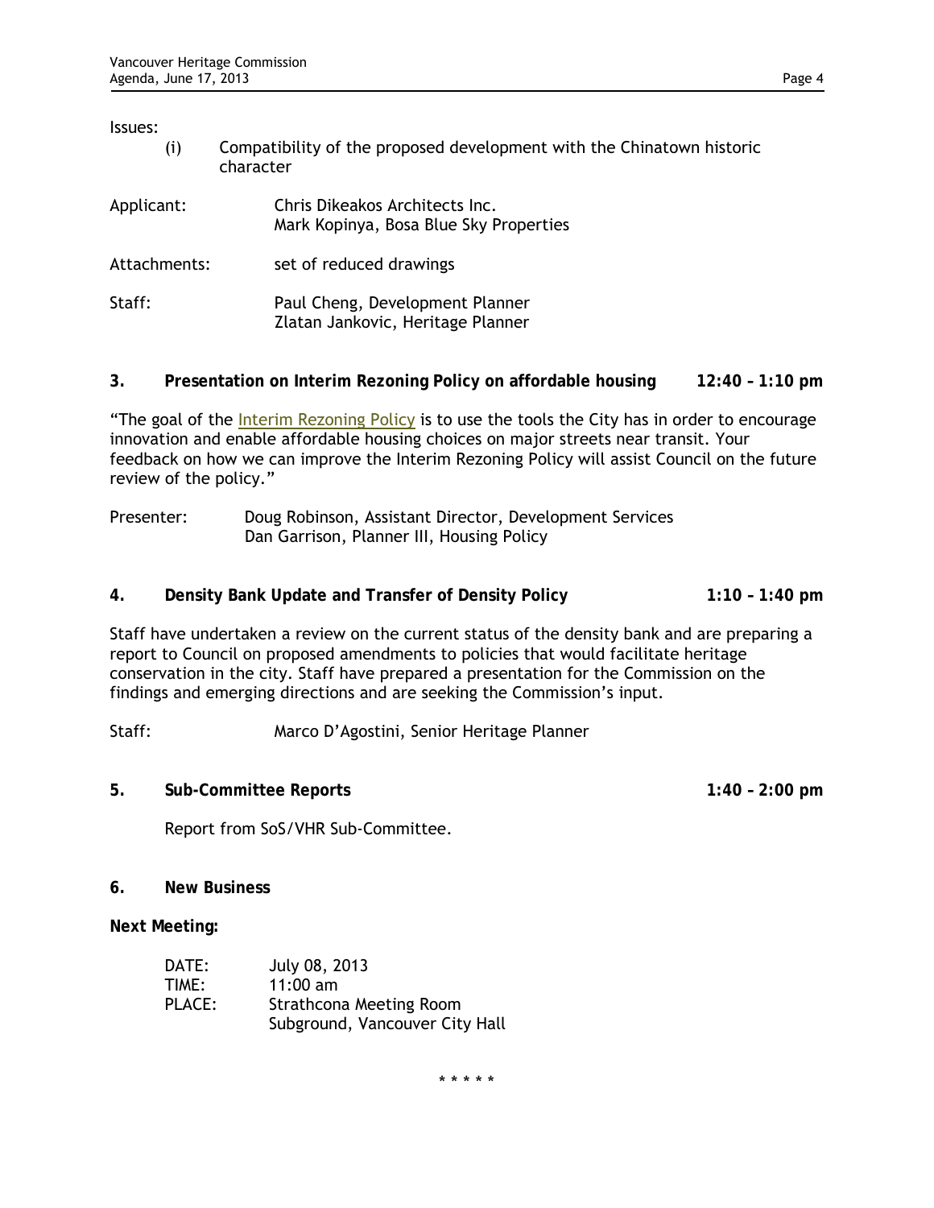Issues:

(i) Compatibility of the proposed development with the Chinatown historic character

| | |
|---|---|
| Applicant: | Chris Dikeakos Architects Inc.<br>Mark Kopinya, Bosa Blue Sky Properties |
| Attachments: | set of reduced drawings |
| Staff: | Paul Cheng, Development Planner<br>Zlatan Jankovic, Heritage Planner |

**3. Presentation on Interim Rezoning Policy on affordable housing 12:40 – 1:10 pm**

"The goal of the Interim Rezoning Policy is to use the tools the City has in order to encourage innovation and enable affordable housing choices on major streets near transit. Your feedback on how we can improve the Interim Rezoning Policy will assist Council on the future review of the policy."

| | |
|---|---|
| Presenter: | Doug Robinson, Assistant Director, Development Services<br>Dan Garrison, Planner III, Housing Policy |

**4. Density Bank Update and Transfer of Density Policy 1:10 – 1:40 pm**

Staff have undertaken a review on the current status of the density bank and are preparing a report to Council on proposed amendments to policies that would facilitate heritage conservation in the city. Staff have prepared a presentation for the Commission on the findings and emerging directions and are seeking the Commission's input.

Staff: Marco D'Agostini, Senior Heritage Planner

**5. Sub-Committee Reports 1:40 – 2:00 pm**

Report from SoS/VHR Sub-Committee.

**6. New Business**

**Next Meeting:**

| | |
|---|---|
| DATE: | July 08, 2013 |
| TIME: | 11:00 am |
| PLACE: | Strathcona Meeting Room<br>Subground, Vancouver City Hall |

\* \* \* \* \*